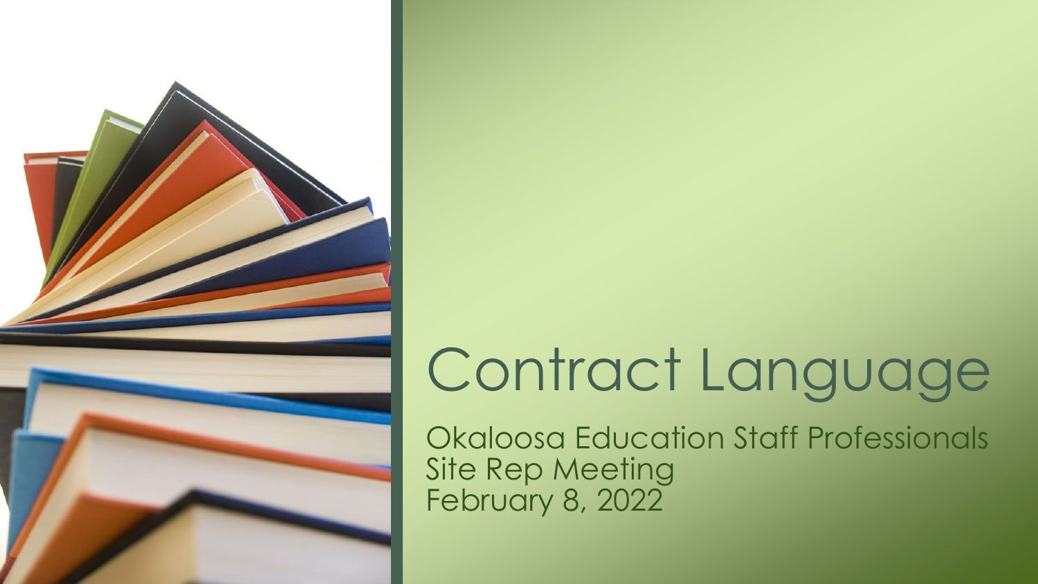# Contract Language

Okaloosa Education Staff Professionals
Site Rep Meeting
February 8, 2022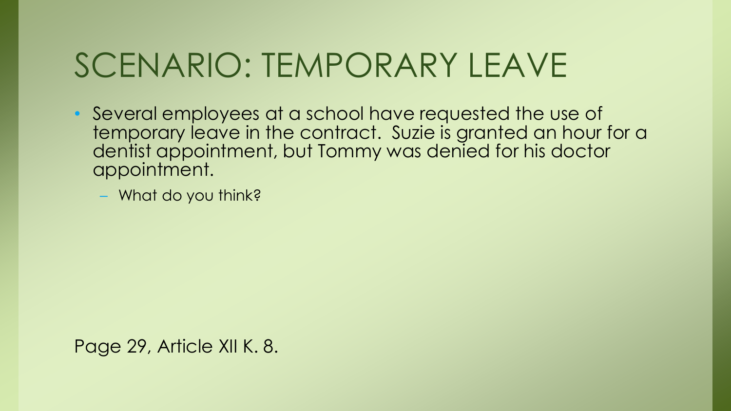# SCENARIO: TEMPORARY LEAVE

- Several employees at a school have requested the use of temporary leave in the contract. Suzie is granted an hour for a dentist appointment, but Tommy was denied for his doctor appointment.
  - What do you think?

Page 29, Article XII K. 8.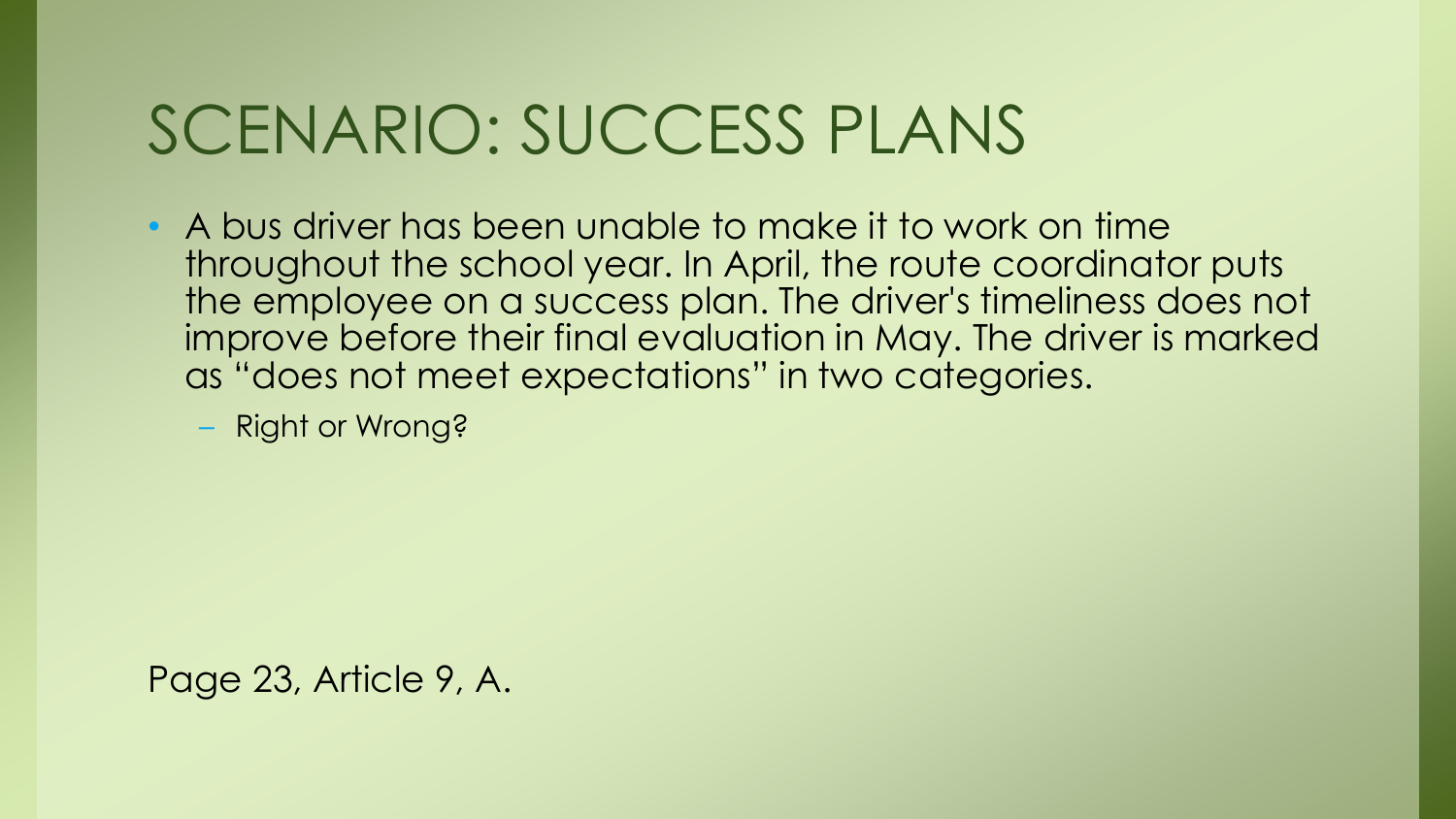# SCENARIO: SUCCESS PLANS

- A bus driver has been unable to make it to work on time throughout the school year. In April, the route coordinator puts the employee on a success plan. The driver's timeliness does not improve before their final evaluation in May. The driver is marked as "does not meet expectations" in two categories.
  - Right or Wrong?

Page 23, Article 9, A.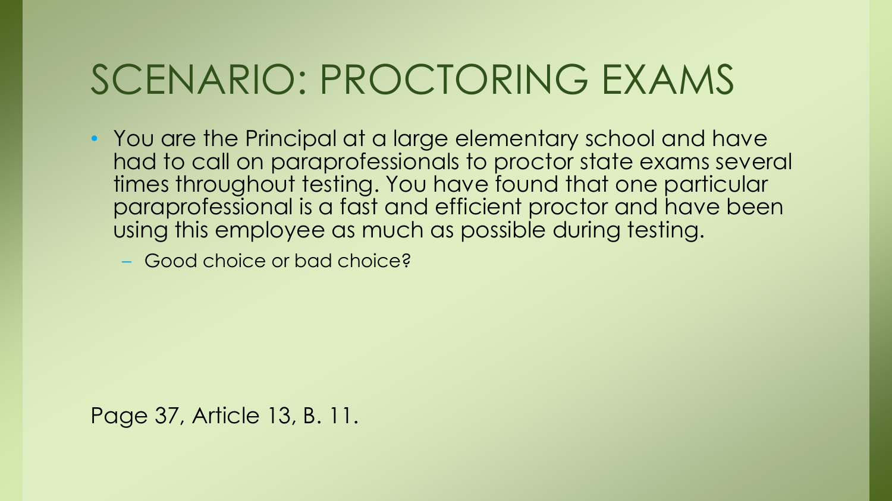# SCENARIO: PROCTORING EXAMS

- You are the Principal at a large elementary school and have had to call on paraprofessionals to proctor state exams several times throughout testing. You have found that one particular paraprofessional is a fast and efficient proctor and have been using this employee as much as possible during testing.
  - Good choice or bad choice?

Page 37, Article 13, B. 11.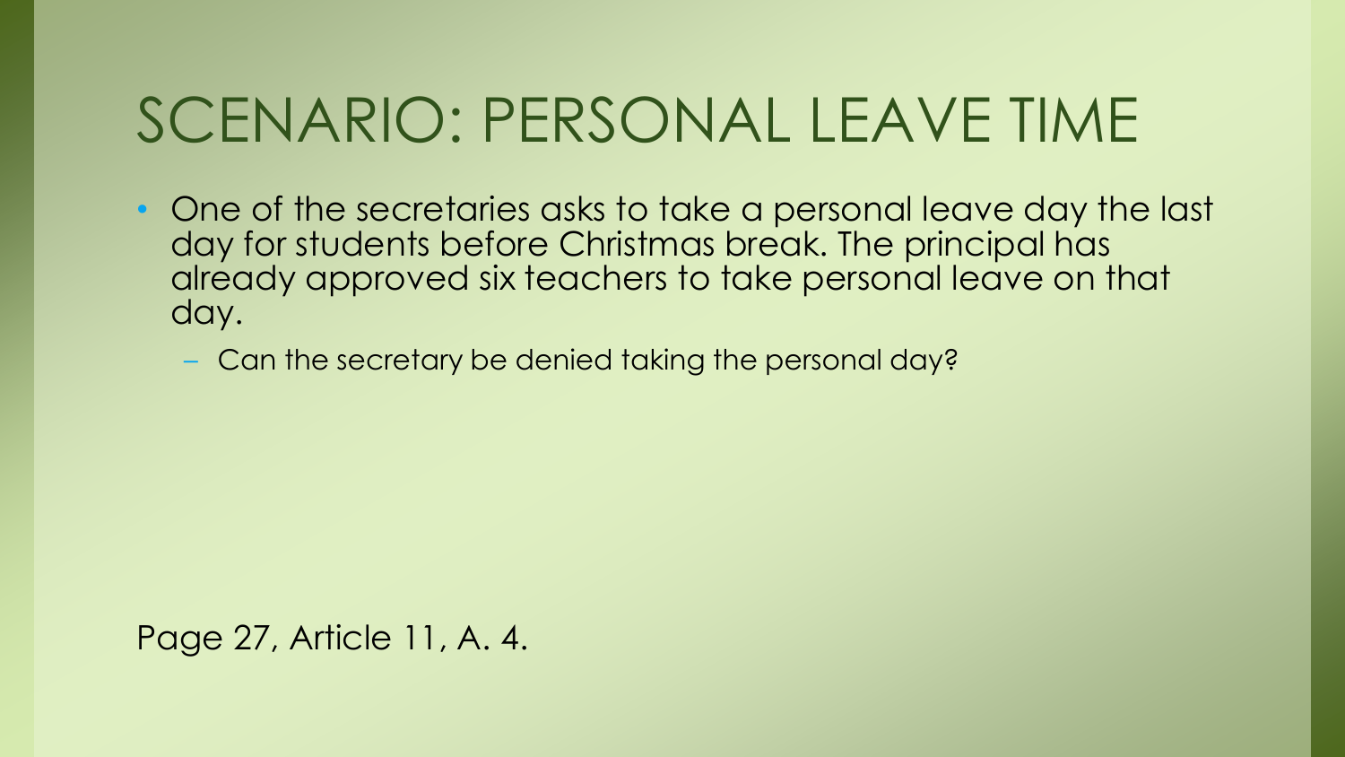# SCENARIO: PERSONAL LEAVE TIME

- One of the secretaries asks to take a personal leave day the last day for students before Christmas break. The principal has already approved six teachers to take personal leave on that day.
  - Can the secretary be denied taking the personal day?

Page 27, Article 11, A. 4.